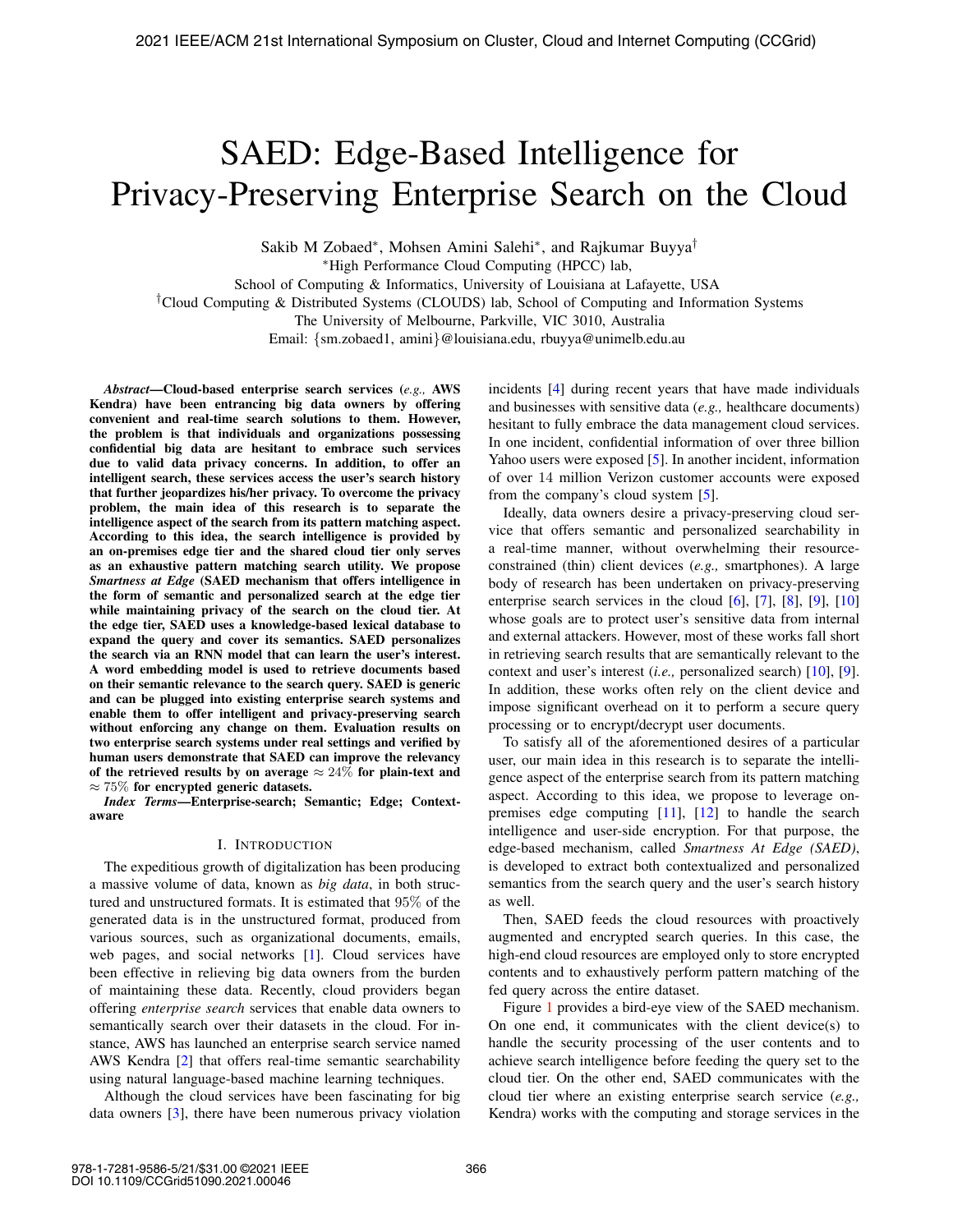# SAED: Edge-Based Intelligence for Privacy-Preserving Enterprise Search on the Cloud

Sakib M Zobaed*, Mohsen Amini Salehi*, and Rajkumar Buyya†

*High Performance Cloud Computing (HPCC) lab,
School of Computing & Informatics, University of Louisiana at Lafayette, USA

†Cloud Computing & Distributed Systems (CLOUDS) lab, School of Computing and Information Systems
The University of Melbourne, Parkville, VIC 3010, Australia

Email: {sm.zobaed1, amini}@louisiana.edu, rbuyya@unimelb.edu.au

***Abstract*—Cloud-based enterprise search services (*e.g.,* AWS Kendra) have been entrancing big data owners by offering convenient and real-time search solutions to them. However, the problem is that individuals and organizations possessing confidential big data are hesitant to embrace such services due to valid data privacy concerns. In addition, to offer an intelligent search, these services access the user's search history that further jeopardizes his/her privacy. To overcome the privacy problem, the main idea of this research is to separate the intelligence aspect of the search from its pattern matching aspect. According to this idea, the search intelligence is provided by an on-premises edge tier and the shared cloud tier only serves as an exhaustive pattern matching search utility. We propose *Smartness at Edge* (SAED mechanism that offers intelligence in the form of semantic and personalized search at the edge tier while maintaining privacy of the search on the cloud tier. At the edge tier, SAED uses a knowledge-based lexical database to expand the query and cover its semantics. SAED personalizes the search via an RNN model that can learn the user's interest. A word embedding model is used to retrieve documents based on their semantic relevance to the search query. SAED is generic and can be plugged into existing enterprise search systems and enable them to offer intelligent and privacy-preserving search without enforcing any change on them. Evaluation results on two enterprise search systems under real settings and verified by human users demonstrate that SAED can improve the relevancy of the retrieved results by on average $\approx 24\%$ for plain-text and $\approx 75\%$ for encrypted generic datasets.**

***Index Terms*—Enterprise-search; Semantic; Edge; Context-aware**

## I. Introduction

The expeditious growth of digitalization has been producing a massive volume of data, known as *big data*, in both structured and unstructured formats. It is estimated that $95\%$ of the generated data is in the unstructured format, produced from various sources, such as organizational documents, emails, web pages, and social networks [1]. Cloud services have been effective in relieving big data owners from the burden of maintaining these data. Recently, cloud providers began offering *enterprise search* services that enable data owners to semantically search over their datasets in the cloud. For instance, AWS has launched an enterprise search service named AWS Kendra [2] that offers real-time semantic searchability using natural language-based machine learning techniques.

Although the cloud services have been fascinating for big data owners [3], there have been numerous privacy violation incidents [4] during recent years that have made individuals and businesses with sensitive data (*e.g.,* healthcare documents) hesitant to fully embrace the data management cloud services. In one incident, confidential information of over three billion Yahoo users were exposed [5]. In another incident, information of over $14$ million Verizon customer accounts were exposed from the company's cloud system [5].

Ideally, data owners desire a privacy-preserving cloud service that offers semantic and personalized searchability in a real-time manner, without overwhelming their resource-constrained (thin) client devices (*e.g.,* smartphones). A large body of research has been undertaken on privacy-preserving enterprise search services in the cloud [6], [7], [8], [9], [10] whose goals are to protect user's sensitive data from internal and external attackers. However, most of these works fall short in retrieving search results that are semantically relevant to the context and user's interest (*i.e.,* personalized search) [10], [9]. In addition, these works often rely on the client device and impose significant overhead on it to perform a secure query processing or to encrypt/decrypt user documents.

To satisfy all of the aforementioned desires of a particular user, our main idea in this research is to separate the intelligence aspect of the enterprise search from its pattern matching aspect. According to this idea, we propose to leverage on-premises edge computing [11], [12] to handle the search intelligence and user-side encryption. For that purpose, the edge-based mechanism, called *Smartness At Edge (SAED)*, is developed to extract both contextualized and personalized semantics from the search query and the user's search history as well.

Then, SAED feeds the cloud resources with proactively augmented and encrypted search queries. In this case, the high-end cloud resources are employed only to store encrypted contents and to exhaustively perform pattern matching of the fed query across the entire dataset.

Figure 1 provides a bird-eye view of the SAED mechanism. On one end, it communicates with the client device(s) to handle the security processing of the user contents and to achieve search intelligence before feeding the query set to the cloud tier. On the other end, SAED communicates with the cloud tier where an existing enterprise search service (*e.g.,* Kendra) works with the computing and storage services in the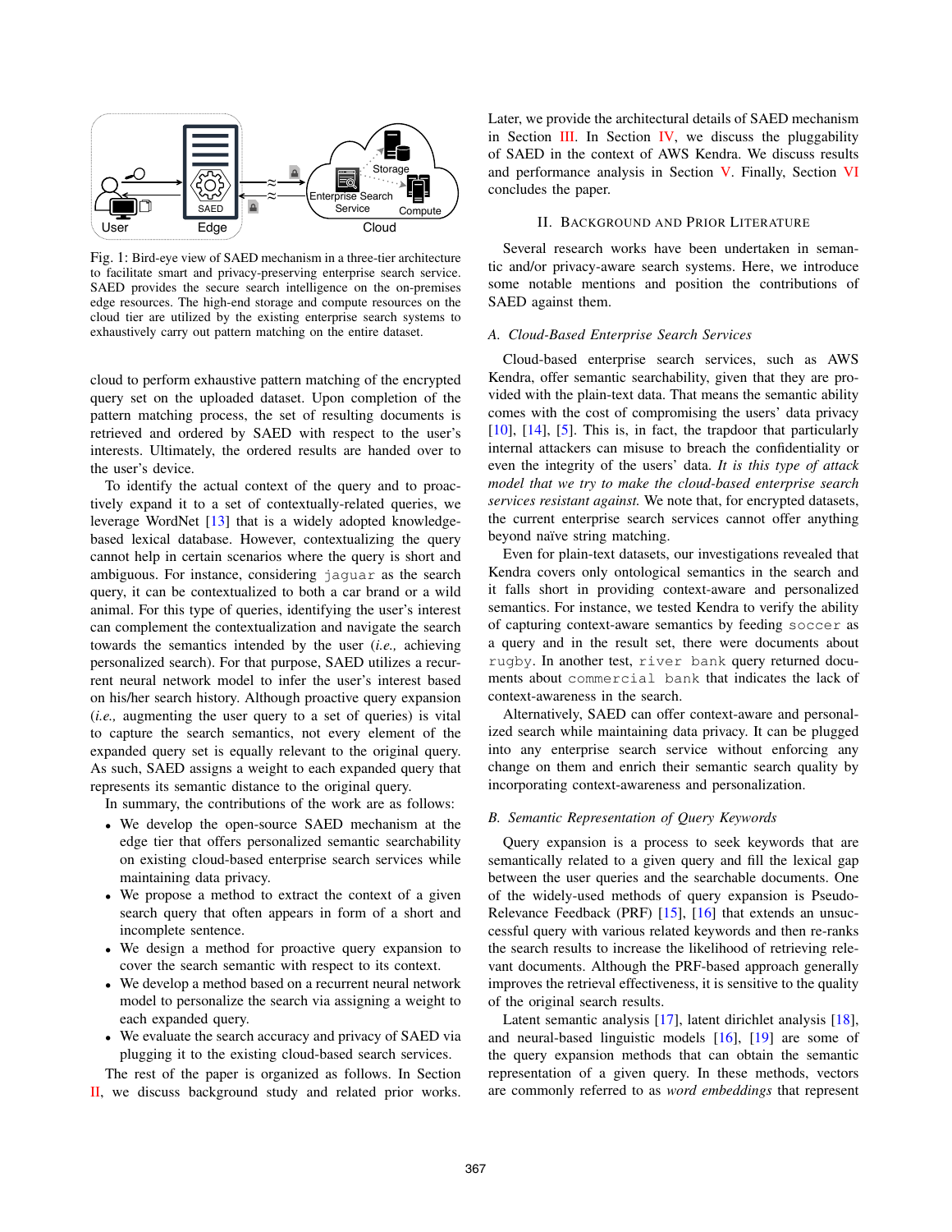Fig. 1: Bird-eye view of SAED mechanism in a three-tier architecture to facilitate smart and privacy-preserving enterprise search service. SAED provides the secure search intelligence on the on-premises edge resources. The high-end storage and compute resources on the cloud tier are utilized by the existing enterprise search systems to exhaustively carry out pattern matching on the entire dataset.

cloud to perform exhaustive pattern matching of the encrypted query set on the uploaded dataset. Upon completion of the pattern matching process, the set of resulting documents is retrieved and ordered by SAED with respect to the user's interests. Ultimately, the ordered results are handed over to the user's device.

To identify the actual context of the query and to proactively expand it to a set of contextually-related queries, we leverage WordNet [13] that is a widely adopted knowledge-based lexical database. However, contextualizing the query cannot help in certain scenarios where the query is short and ambiguous. For instance, considering `jaguar` as the search query, it can be contextualized to both a car brand or a wild animal. For this type of queries, identifying the user's interest can complement the contextualization and navigate the search towards the semantics intended by the user (*i.e.,* achieving personalized search). For that purpose, SAED utilizes a recurrent neural network model to infer the user's interest based on his/her search history. Although proactive query expansion (*i.e.,* augmenting the user query to a set of queries) is vital to capture the search semantics, not every element of the expanded query set is equally relevant to the original query. As such, SAED assigns a weight to each expanded query that represents its semantic distance to the original query.

In summary, the contributions of the work are as follows:

- We develop the open-source SAED mechanism at the edge tier that offers personalized semantic searchability on existing cloud-based enterprise search services while maintaining data privacy.
- We propose a method to extract the context of a given search query that often appears in form of a short and incomplete sentence.
- We design a method for proactive query expansion to cover the search semantic with respect to its context.
- We develop a method based on a recurrent neural network model to personalize the search via assigning a weight to each expanded query.
- We evaluate the search accuracy and privacy of SAED via plugging it to the existing cloud-based search services.

The rest of the paper is organized as follows. In Section II, we discuss background study and related prior works. Later, we provide the architectural details of SAED mechanism in Section III. In Section IV, we discuss the pluggability of SAED in the context of AWS Kendra. We discuss results and performance analysis in Section V. Finally, Section VI concludes the paper.

## II. Background and Prior Literature

Several research works have been undertaken in semantic and/or privacy-aware search systems. Here, we introduce some notable mentions and position the contributions of SAED against them.

### A. Cloud-Based Enterprise Search Services

Cloud-based enterprise search services, such as AWS Kendra, offer semantic searchability, given that they are provided with the plain-text data. That means the semantic ability comes with the cost of compromising the users' data privacy [10], [14], [5]. This is, in fact, the trapdoor that particularly internal attackers can misuse to breach the confidentiality or even the integrity of the users' data. *It is this type of attack model that we try to make the cloud-based enterprise search services resistant against.* We note that, for encrypted datasets, the current enterprise search services cannot offer anything beyond naïve string matching.

Even for plain-text datasets, our investigations revealed that Kendra covers only ontological semantics in the search and it falls short in providing context-aware and personalized semantics. For instance, we tested Kendra to verify the ability of capturing context-aware semantics by feeding `soccer` as a query and in the result set, there were documents about `rugby`. In another test, `river bank` query returned documents about `commercial bank` that indicates the lack of context-awareness in the search.

Alternatively, SAED can offer context-aware and personalized search while maintaining data privacy. It can be plugged into any enterprise search service without enforcing any change on them and enrich their semantic search quality by incorporating context-awareness and personalization.

### B. Semantic Representation of Query Keywords

Query expansion is a process to seek keywords that are semantically related to a given query and fill the lexical gap between the user queries and the searchable documents. One of the widely-used methods of query expansion is Pseudo-Relevance Feedback (PRF) [15], [16] that extends an unsuccessful query with various related keywords and then re-ranks the search results to increase the likelihood of retrieving relevant documents. Although the PRF-based approach generally improves the retrieval effectiveness, it is sensitive to the quality of the original search results.

Latent semantic analysis [17], latent dirichlet analysis [18], and neural-based linguistic models [16], [19] are some of the query expansion methods that can obtain the semantic representation of a given query. In these methods, vectors are commonly referred to as *word embeddings* that represent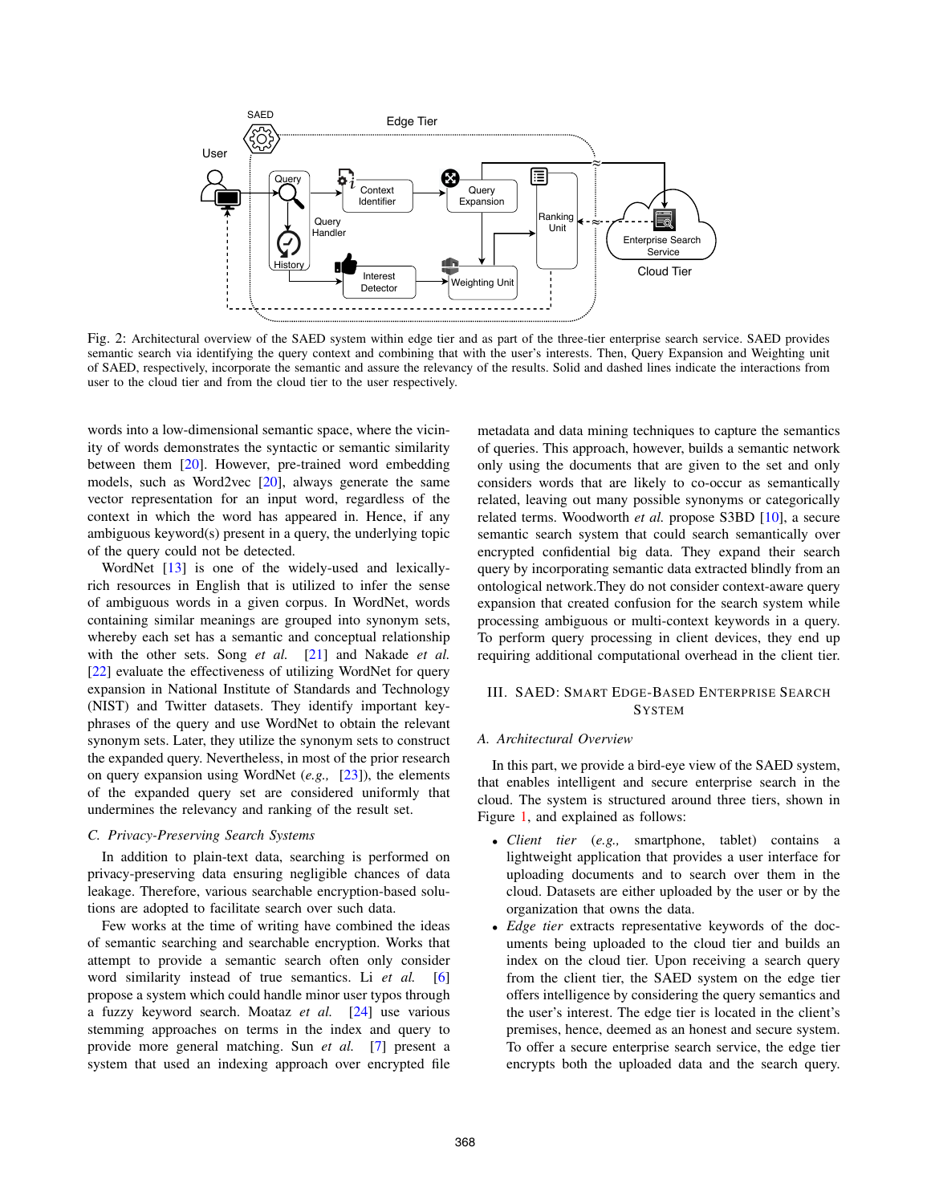Fig. 2: Architectural overview of the SAED system within edge tier and as part of the three-tier enterprise search service. SAED provides semantic search via identifying the query context and combining that with the user's interests. Then, Query Expansion and Weighting unit of SAED, respectively, incorporate the semantic and assure the relevancy of the results. Solid and dashed lines indicate the interactions from user to the cloud tier and from the cloud tier to the user respectively.

words into a low-dimensional semantic space, where the vicinity of words demonstrates the syntactic or semantic similarity between them [20]. However, pre-trained word embedding models, such as Word2vec [20], always generate the same vector representation for an input word, regardless of the context in which the word has appeared in. Hence, if any ambiguous keyword(s) present in a query, the underlying topic of the query could not be detected.

WordNet [13] is one of the widely-used and lexically-rich resources in English that is utilized to infer the sense of ambiguous words in a given corpus. In WordNet, words containing similar meanings are grouped into synonym sets, whereby each set has a semantic and conceptual relationship with the other sets. Song *et al.* [21] and Nakade *et al.* [22] evaluate the effectiveness of utilizing WordNet for query expansion in National Institute of Standards and Technology (NIST) and Twitter datasets. They identify important key-phrases of the query and use WordNet to obtain the relevant synonym sets. Later, they utilize the synonym sets to construct the expanded query. Nevertheless, in most of the prior research on query expansion using WordNet (*e.g.,* [23]), the elements of the expanded query set are considered uniformly that undermines the relevancy and ranking of the result set.

### C. Privacy-Preserving Search Systems

In addition to plain-text data, searching is performed on privacy-preserving data ensuring negligible chances of data leakage. Therefore, various searchable encryption-based solutions are adopted to facilitate search over such data.

Few works at the time of writing have combined the ideas of semantic searching and searchable encryption. Works that attempt to provide a semantic search often only consider word similarity instead of true semantics. Li *et al.* [6] propose a system which could handle minor user typos through a fuzzy keyword search. Moataz *et al.* [24] use various stemming approaches on terms in the index and query to provide more general matching. Sun *et al.* [7] present a system that used an indexing approach over encrypted file metadata and data mining techniques to capture the semantics of queries. This approach, however, builds a semantic network only using the documents that are given to the set and only considers words that are likely to co-occur as semantically related, leaving out many possible synonyms or categorically related terms. Woodworth *et al.* propose S3BD [10], a secure semantic search system that could search semantically over encrypted confidential big data. They expand their search query by incorporating semantic data extracted blindly from an ontological network.They do not consider context-aware query expansion that created confusion for the search system while processing ambiguous or multi-context keywords in a query. To perform query processing in client devices, they end up requiring additional computational overhead in the client tier.

## III. SAED: Smart Edge-Based Enterprise Search System

### A. Architectural Overview

In this part, we provide a bird-eye view of the SAED system, that enables intelligent and secure enterprise search in the cloud. The system is structured around three tiers, shown in Figure 1, and explained as follows:

- *Client tier* (*e.g.,* smartphone, tablet) contains a lightweight application that provides a user interface for uploading documents and to search over them in the cloud. Datasets are either uploaded by the user or by the organization that owns the data.
- *Edge tier* extracts representative keywords of the documents being uploaded to the cloud tier and builds an index on the cloud tier. Upon receiving a search query from the client tier, the SAED system on the edge tier offers intelligence by considering the query semantics and the user's interest. The edge tier is located in the client's premises, hence, deemed as an honest and secure system. To offer a secure enterprise search service, the edge tier encrypts both the uploaded data and the search query.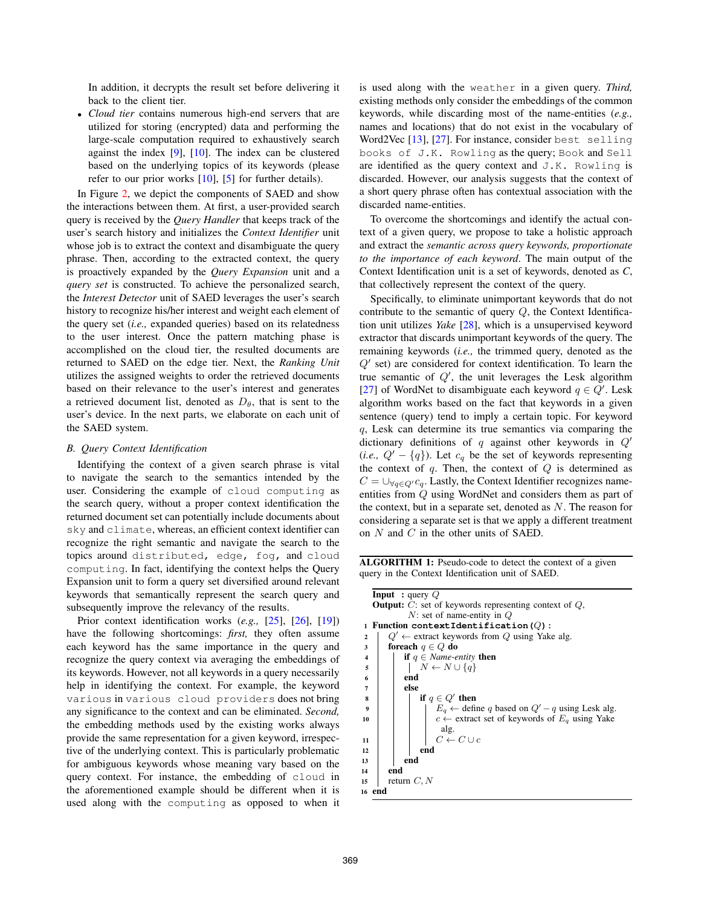In addition, it decrypts the result set before delivering it back to the client tier.

- *Cloud tier* contains numerous high-end servers that are utilized for storing (encrypted) data and performing the large-scale computation required to exhaustively search against the index [9], [10]. The index can be clustered based on the underlying topics of its keywords (please refer to our prior works [10], [5] for further details).

In Figure 2, we depict the components of SAED and show the interactions between them. At first, a user-provided search query is received by the *Query Handler* that keeps track of the user's search history and initializes the *Context Identifier* unit whose job is to extract the context and disambiguate the query phrase. Then, according to the extracted context, the query is proactively expanded by the *Query Expansion* unit and a *query set* is constructed. To achieve the personalized search, the *Interest Detector* unit of SAED leverages the user's search history to recognize his/her interest and weight each element of the query set (*i.e.,* expanded queries) based on its relatedness to the user interest. Once the pattern matching phase is accomplished on the cloud tier, the resulted documents are returned to SAED on the edge tier. Next, the *Ranking Unit* utilizes the assigned weights to order the retrieved documents based on their relevance to the user's interest and generates a retrieved document list, denoted as $D_\theta$, that is sent to the user's device. In the next parts, we elaborate on each unit of the SAED system.

### B. Query Context Identification

Identifying the context of a given search phrase is vital to navigate the search to the semantics intended by the user. Considering the example of `cloud computing` as the search query, without a proper context identification the returned document set can potentially include documents about `sky` and `climate`, whereas, an efficient context identifier can recognize the right semantic and navigate the search to the topics around `distributed, edge, fog, and cloud computing`. In fact, identifying the context helps the Query Expansion unit to form a query set diversified around relevant keywords that semantically represent the search query and subsequently improve the relevancy of the results.

Prior context identification works (*e.g.,* [25], [26], [19]) have the following shortcomings: *first,* they often assume each keyword has the same importance in the query and recognize the query context via averaging the embeddings of its keywords. However, not all keywords in a query necessarily help in identifying the context. For example, the keyword `various` in `various cloud providers` does not bring any significance to the context and can be eliminated. *Second,* the embedding methods used by the existing works always provide the same representation for a given keyword, irrespective of the underlying context. This is particularly problematic for ambiguous keywords whose meaning vary based on the query context. For instance, the embedding of `cloud` in the aforementioned example should be different when it is used along with the `computing` as opposed to when it is used along with the `weather` in a given query. *Third,* existing methods only consider the embeddings of the common keywords, while discarding most of the name-entities (*e.g.,* names and locations) that do not exist in the vocabulary of Word2Vec [13], [27]. For instance, consider `best selling books of J.K. Rowling` as the query; `Book` and `Sell` are identified as the query context and `J.K. Rowling` is discarded. However, our analysis suggests that the context of a short query phrase often has contextual association with the discarded name-entities.

To overcome the shortcomings and identify the actual context of a given query, we propose to take a holistic approach and extract the *semantic across query keywords, proportionate to the importance of each keyword*. The main output of the Context Identification unit is a set of keywords, denoted as $C$, that collectively represent the context of the query.

Specifically, to eliminate unimportant keywords that do not contribute to the semantic of query $Q$, the Context Identification unit utilizes *Yake* [28], which is a unsupervised keyword extractor that discards unimportant keywords of the query. The remaining keywords (*i.e.,* the trimmed query, denoted as the $Q'$ set) are considered for context identification. To learn the true semantic of $Q'$, the unit leverages the Lesk algorithm [27] of WordNet to disambiguate each keyword $q \in Q'$. Lesk algorithm works based on the fact that keywords in a given sentence (query) tend to imply a certain topic. For keyword $q$, Lesk can determine its true semantics via comparing the dictionary definitions of $q$ against other keywords in $Q'$ (*i.e.,* $Q' - \{q\}$). Let $c_q$ be the set of keywords representing the context of $q$. Then, the context of $Q$ is determined as $C = \cup_{\forall q \in Q'} c_q$. Lastly, the Context Identifier recognizes name-entities from $Q$ using WordNet and considers them as part of the context, but in a separate set, denoted as $N$. The reason for considering a separate set is that we apply a different treatment on $N$ and $C$ in the other units of SAED.

**ALGORITHM 1:** Pseudo-code to detect the context of a given query in the Context Identification unit of SAED.

```
Input  : query Q
Output: C: set of keywords representing context of Q,
        N: set of name-entity in Q
1  Function contextIdentification(Q):
2      Q' ← extract keywords from Q using Yake alg.
3      foreach q ∈ Q do
4          if q ∈ Name-entity then
5              N ← N ∪ {q}
6          end
7          else
8              if q ∈ Q' then
9                  E_q ← define q based on Q' − q using Lesk alg.
10                 c ← extract set of keywords of E_q using Yake
                     alg.
11                 C ← C ∪ c
12             end
13         end
14     end
15     return C, N
16 end
```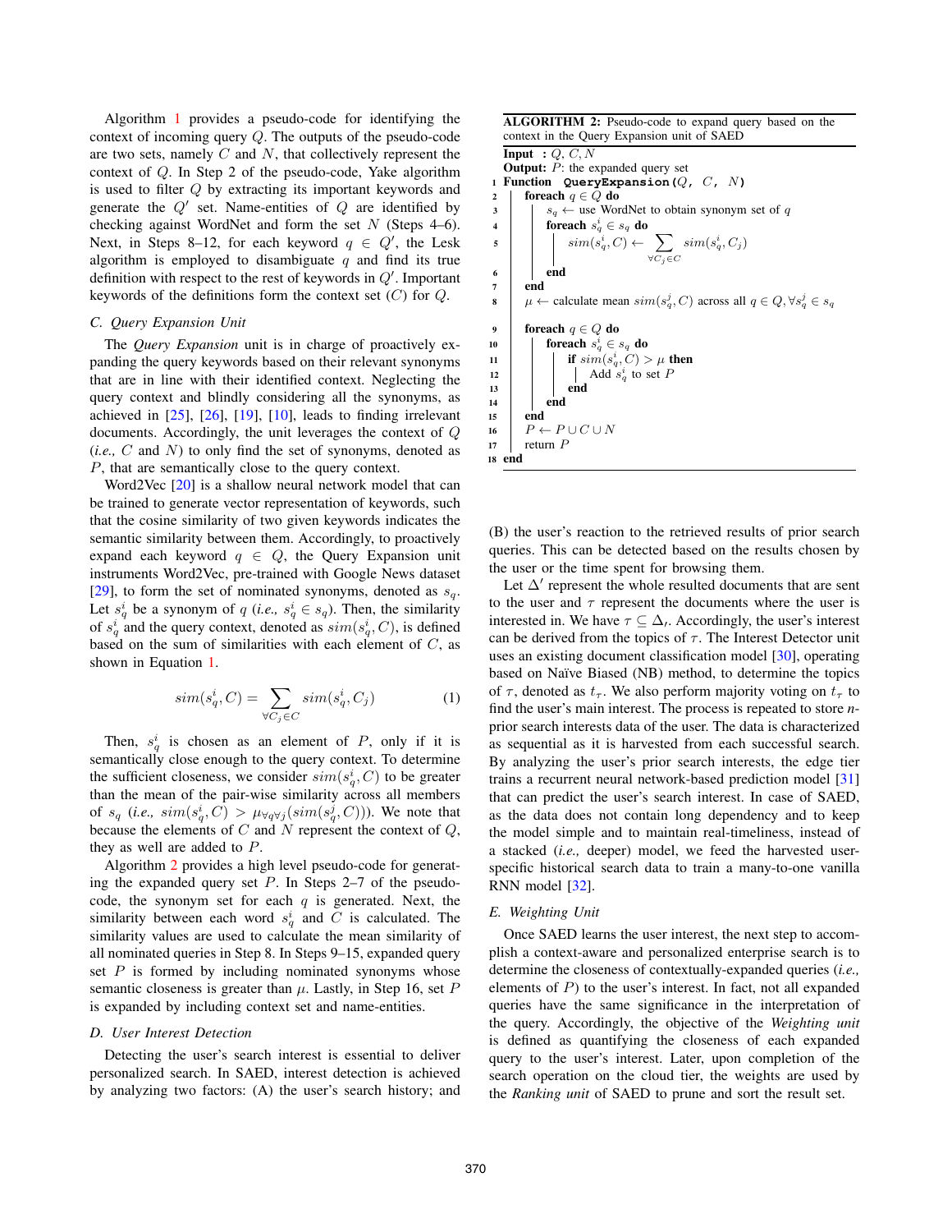Algorithm 1 provides a pseudo-code for identifying the context of incoming query $Q$. The outputs of the pseudo-code are two sets, namely $C$ and $N$, that collectively represent the context of $Q$. In Step 2 of the pseudo-code, Yake algorithm is used to filter $Q$ by extracting its important keywords and generate the $Q'$ set. Name-entities of $Q$ are identified by checking against WordNet and form the set $N$ (Steps 4–6). Next, in Steps 8–12, for each keyword $q \in Q'$, the Lesk algorithm is employed to disambiguate $q$ and find its true definition with respect to the rest of keywords in $Q'$. Important keywords of the definitions form the context set ($C$) for $Q$.

### C. Query Expansion Unit

The *Query Expansion* unit is in charge of proactively expanding the query keywords based on their relevant synonyms that are in line with their identified context. Neglecting the query context and blindly considering all the synonyms, as achieved in [25], [26], [19], [10], leads to finding irrelevant documents. Accordingly, the unit leverages the context of $Q$ (*i.e.,* $C$ and $N$) to only find the set of synonyms, denoted as $P$, that are semantically close to the query context.

Word2Vec [20] is a shallow neural network model that can be trained to generate vector representation of keywords, such that the cosine similarity of two given keywords indicates the semantic similarity between them. Accordingly, to proactively expand each keyword $q \in Q$, the Query Expansion unit instruments Word2Vec, pre-trained with Google News dataset [29], to form the set of nominated synonyms, denoted as $s_q$. Let $s_q^i$ be a synonym of $q$ (*i.e.,* $s_q^i \in s_q$). Then, the similarity of $s_q^i$ and the query context, denoted as $sim(s_q^i, C)$, is defined based on the sum of similarities with each element of $C$, as shown in Equation 1.

$$sim(s_q^i, C) = \sum_{\forall C_j \in C} sim(s_q^i, C_j) \tag{1}$$

Then, $s_q^i$ is chosen as an element of $P$, only if it is semantically close enough to the query context. To determine the sufficient closeness, we consider $sim(s_q^i, C)$ to be greater than the mean of the pair-wise similarity across all members of $s_q$ (*i.e.,* $sim(s_q^i, C) > \mu_{\forall q \forall j}(sim(s_q^j, C))$). We note that because the elements of $C$ and $N$ represent the context of $Q$, they as well are added to $P$.

Algorithm 2 provides a high level pseudo-code for generating the expanded query set $P$. In Steps 2–7 of the pseudo-code, the synonym set for each $q$ is generated. Next, the similarity between each word $s_q^i$ and $C$ is calculated. The similarity values are used to calculate the mean similarity of all nominated queries in Step 8. In Steps 9–15, expanded query set $P$ is formed by including nominated synonyms whose semantic closeness is greater than $\mu$. Lastly, in Step 16, set $P$ is expanded by including context set and name-entities.

**ALGORITHM 2:** Pseudo-code to expand query based on the context in the Query Expansion unit of SAED

```
Input  : Q, C, N
Output: P: the expanded query set
1  Function QueryExpansion(Q, C, N)
2      foreach q ∈ Q do
3          s_q ← use WordNet to obtain synonym set of q
4          foreach s_q^i ∈ s_q do
5              sim(s_q^i, C) ← Σ_{∀C_j ∈ C} sim(s_q^i, C_j)
6          end
7      end
8      μ ← calculate mean sim(s_q^j, C) across all q ∈ Q, ∀s_q^j ∈ s_q
9      foreach q ∈ Q do
10         foreach s_q^i ∈ s_q do
11             if sim(s_q^i, C) > μ then
12                 Add s_q^i to set P
13             end
14         end
15     end
16     P ← P ∪ C ∪ N
17     return P
18 end
```

### D. User Interest Detection

Detecting the user's search interest is essential to deliver personalized search. In SAED, interest detection is achieved by analyzing two factors: (A) the user's search history; and (B) the user's reaction to the retrieved results of prior search queries. This can be detected based on the results chosen by the user or the time spent for browsing them.

Let $\Delta'$ represent the whole resulted documents that are sent to the user and $\tau$ represent the documents where the user is interested in. We have $\tau \subseteq \Delta_{\prime}$. Accordingly, the user's interest can be derived from the topics of $\tau$. The Interest Detector unit uses an existing document classification model [30], operating based on Naïve Biased (NB) method, to determine the topics of $\tau$, denoted as $t_\tau$. We also perform majority voting on $t_\tau$ to find the user's main interest. The process is repeated to store $n$-prior search interests data of the user. The data is characterized as sequential as it is harvested from each successful search. By analyzing the user's prior search interests, the edge tier trains a recurrent neural network-based prediction model [31] that can predict the user's search interest. In case of SAED, as the data does not contain long dependency and to keep the model simple and to maintain real-timeliness, instead of a stacked (*i.e.,* deeper) model, we feed the harvested user-specific historical search data to train a many-to-one vanilla RNN model [32].

### E. Weighting Unit

Once SAED learns the user interest, the next step to accomplish a context-aware and personalized enterprise search is to determine the closeness of contextually-expanded queries (*i.e.,* elements of $P$) to the user's interest. In fact, not all expanded queries have the same significance in the interpretation of the query. Accordingly, the objective of the *Weighting unit* is defined as quantifying the closeness of each expanded query to the user's interest. Later, upon completion of the search operation on the cloud tier, the weights are used by the *Ranking unit* of SAED to prune and sort the result set.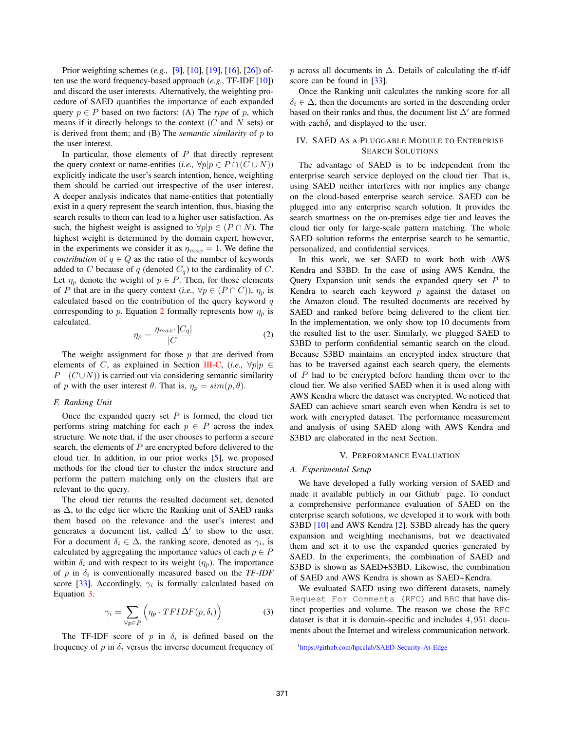Prior weighting schemes (*e.g.,* [9], [10], [19], [16], [26]) often use the word frequency-based approach (*e.g.,* TF-IDF [10]) and discard the user interests. Alternatively, the weighting procedure of SAED quantifies the importance of each expanded query $p \in P$ based on two factors: (A) The *type* of $p$, which means if it directly belongs to the context ($C$ and $N$ sets) or is derived from them; and (B) The *semantic similarity* of $p$ to the user interest.

In particular, those elements of $P$ that directly represent the query context or name-entities (*i.e.,* $\forall p | p \in P \cap (C \cup N)$) explicitly indicate the user's search intention, hence, weighting them should be carried out irrespective of the user interest. A deeper analysis indicates that name-entities that potentially exist in a query represent the search intention, thus, biasing the search results to them can lead to a higher user satisfaction. As such, the highest weight is assigned to $\forall p | p \in (P \cap N)$. The highest weight is determined by the domain expert, however, in the experiments we consider it as $\eta_{max} = 1$. We define the *contribution* of $q \in Q$ as the ratio of the number of keywords added to $C$ because of $q$ (denoted $C_q$) to the cardinality of $C$. Let $\eta_p$ denote the weight of $p \in P$. Then, for those elements of $P$ that are in the query context (*i.e.,* $\forall p \in (P \cap C)$), $\eta_p$ is calculated based on the contribution of the query keyword $q$ corresponding to $p$. Equation 2 formally represents how $\eta_p$ is calculated.

$$\eta_p = \frac{\eta_{max} \cdot |C_q|}{|C|} \tag{2}$$

The weight assignment for those $p$ that are derived from elements of $C$, as explained in Section III-C, (*i.e.,* $\forall p | p \in P - (C \cup N)$) is carried out via considering semantic similarity of $p$ with the user interest $\theta$. That is, $\eta_p = sim(p, \theta)$.

### F. Ranking Unit

Once the expanded query set $P$ is formed, the cloud tier performs string matching for each $p \in P$ across the index structure. We note that, if the user chooses to perform a secure search, the elements of $P$ are encrypted before delivered to the cloud tier. In addition, in our prior works [5], we proposed methods for the cloud tier to cluster the index structure and perform the pattern matching only on the clusters that are relevant to the query.

The cloud tier returns the resulted document set, denoted as $\Delta$, to the edge tier where the Ranking unit of SAED ranks them based on the relevance and the user's interest and generates a document list, called $\Delta'$ to show to the user. For a document $\delta_i \in \Delta$, the ranking score, denoted as $\gamma_i$, is calculated by aggregating the importance values of each $p \in P$ within $\delta_i$ and with respect to its weight ($\eta_p$). The importance of $p$ in $\delta_i$ is conventionally measured based on the *TF-IDF* score [33]. Accordingly, $\gamma_i$ is formally calculated based on Equation 3.

$$\gamma_i = \sum_{\forall p \in P} \Big( \eta_p \cdot TFIDF(p, \delta_i) \Big) \tag{3}$$

The TF-IDF score of $p$ in $\delta_i$ is defined based on the frequency of $p$ in $\delta_i$ versus the inverse document frequency of $p$ across all documents in $\Delta$. Details of calculating the tf-idf score can be found in [33].

Once the Ranking unit calculates the ranking score for all $\delta_i \in \Delta$, then the documents are sorted in the descending order based on their ranks and thus, the document list $\Delta'$ are formed with each$\delta_i$ and displayed to the user.

## IV. SAED As a Pluggable Module to Enterprise Search Solutions

The advantage of SAED is to be independent from the enterprise search service deployed on the cloud tier. That is, using SAED neither interferes with nor implies any change on the cloud-based enterprise search service. SAED can be plugged into any enterprise search solution. It provides the search smartness on the on-premises edge tier and leaves the cloud tier only for large-scale pattern matching. The whole SAED solution reforms the enterprise search to be semantic, personalized, and confidential services.

In this work, we set SAED to work both with AWS Kendra and S3BD. In the case of using AWS Kendra, the Query Expansion unit sends the expanded query set $P$ to Kendra to search each keyword $p$ against the dataset on the Amazon cloud. The resulted documents are received by SAED and ranked before being delivered to the client tier. In the implementation, we only show top 10 documents from the resulted list to the user. Similarly, we plugged SAED to S3BD to perform confidential semantic search on the cloud. Because S3BD maintains an encrypted index structure that has to be traversed against each search query, the elements of $P$ had to be encrypted before handing them over to the cloud tier. We also verified SAED when it is used along with AWS Kendra where the dataset was encrypted. We noticed that SAED can achieve smart search even when Kendra is set to work with encrypted dataset. The performance measurement and analysis of using SAED along with AWS Kendra and S3BD are elaborated in the next Section.

## V. Performance Evaluation

### A. Experimental Setup

We have developed a fully working version of SAED and made it available publicly in our Github[1] page. To conduct a comprehensive performance evaluation of SAED on the enterprise search solutions, we developed it to work with both S3BD [10] and AWS Kendra [2]. S3BD already has the query expansion and weighting mechanisms, but we deactivated them and set it to use the expanded queries generated by SAED. In the experiments, the combination of SAED and S3BD is shown as SAED+S3BD. Likewise, the combination of SAED and AWS Kendra is shown as SAED+Kendra.

We evaluated SAED using two different datasets, namely `Request For Comments (RFC)` and BBC that have distinct properties and volume. The reason we chose the `RFC` dataset is that it is domain-specific and includes 4,951 documents about the Internet and wireless communication network.

[1] https://github.com/hpcclab/SAED-Security-At-Edge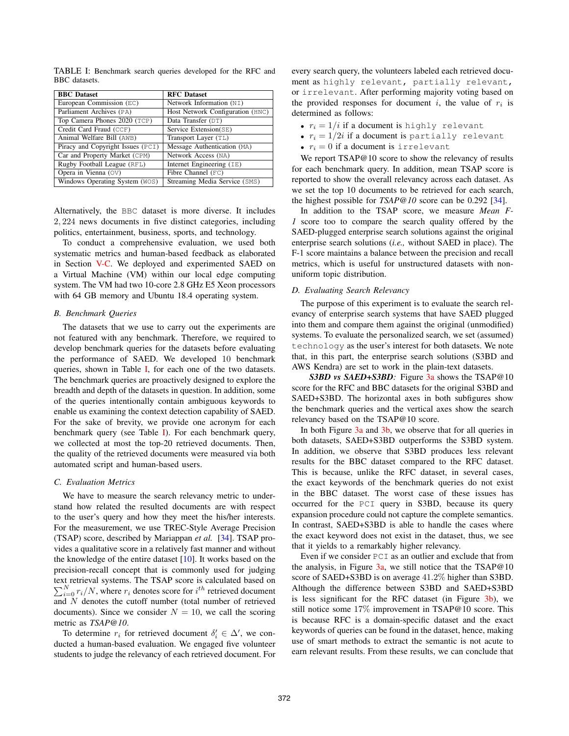TABLE I: Benchmark search queries developed for the RFC and BBC datasets.

| BBC Dataset | RFC Dataset |
|---|---|
| European Commission (EC) | Network Information (NI) |
| Parliament Archives (PA) | Host Network Configuration (HNC) |
| Top Camera Phones 2020 (TCP) | Data Transfer (DT) |
| Credit Card Fraud (CCF) | Service Extension(SE) |
| Animal Welfare Bill (AWB) | Transport Layer (TL) |
| Piracy and Copyright Issues (PCI) | Message Authentication (MA) |
| Car and Property Market (CPM) | Network Access (NA) |
| Rugby Football League (RFL) | Internet Engineering (IE) |
| Opera in Vienna (OV) | Fibre Channel (FC) |
| Windows Operating System (WOS) | Streaming Media Service (SMS) |

Alternatively, the BBC dataset is more diverse. It includes 2,224 news documents in five distinct categories, including politics, entertainment, business, sports, and technology.

To conduct a comprehensive evaluation, we used both systematic metrics and human-based feedback as elaborated in Section V-C. We deployed and experimented SAED on a Virtual Machine (VM) within our local edge computing system. The VM had two 10-core 2.8 GHz E5 Xeon processors with 64 GB memory and Ubuntu 18.4 operating system.

### B. Benchmark Queries

The datasets that we use to carry out the experiments are not featured with any benchmark. Therefore, we required to develop benchmark queries for the datasets before evaluating the performance of SAED. We developed 10 benchmark queries, shown in Table I, for each one of the two datasets. The benchmark queries are proactively designed to explore the breadth and depth of the datasets in question. In addition, some of the queries intentionally contain ambiguous keywords to enable us examining the context detection capability of SAED. For the sake of brevity, we provide one acronym for each benchmark query (see Table I). For each benchmark query, we collected at most the top-20 retrieved documents. Then, the quality of the retrieved documents were measured via both automated script and human-based users.

### C. Evaluation Metrics

We have to measure the search relevancy metric to understand how related the resulted documents are with respect to the user's query and how they meet the his/her interests. For the measurement, we use TREC-Style Average Precision (TSAP) score, described by Mariappan *et al.* [34]. TSAP provides a qualitative score in a relatively fast manner and without the knowledge of the entire dataset [10]. It works based on the precision-recall concept that is commonly used for judging text retrieval systems. The TSAP score is calculated based on $\sum_{i=0}^{N} r_i/N$, where $r_i$ denotes score for $i^{th}$ retrieved document and $N$ denotes the cutoff number (total number of retrieved documents). Since we consider $N = 10$, we call the scoring metric as *TSAP@10*.

To determine $r_i$ for retrieved document $\delta'_i \in \Delta'$, we conducted a human-based evaluation. We engaged five volunteer students to judge the relevancy of each retrieved document. For every search query, the volunteers labeled each retrieved document as highly relevant, partially relevant, or irrelevant. After performing majority voting based on the provided responses for document $i$, the value of $r_i$ is determined as follows:

- $r_i = 1/i$ if a document is highly relevant
- $r_i = 1/2i$ if a document is partially relevant
- $r_i = 0$ if a document is irrelevant

We report TSAP@10 score to show the relevancy of results for each benchmark query. In addition, mean TSAP score is reported to show the overall relevancy across each dataset. As we set the top 10 documents to be retrieved for each search, the highest possible for *TSAP@10* score can be 0.292 [34].

In addition to the TSAP score, we measure *Mean F-1* score too to compare the search quality offered by the SAED-plugged enterprise search solutions against the original enterprise search solutions (*i.e.,* without SAED in place). The F-1 score maintains a balance between the precision and recall metrics, which is useful for unstructured datasets with non-uniform topic distribution.

### D. Evaluating Search Relevancy

The purpose of this experiment is to evaluate the search relevancy of enterprise search systems that have SAED plugged into them and compare them against the original (unmodified) systems. To evaluate the personalized search, we set (assumed) technology as the user's interest for both datasets. We note that, in this part, the enterprise search solutions (S3BD and AWS Kendra) are set to work in the plain-text datasets.

***S3BD vs SAED+S3BD:*** Figure 3a shows the TSAP@10 score for the RFC and BBC datasets for the original S3BD and SAED+S3BD. The horizontal axes in both subfigures show the benchmark queries and the vertical axes show the search relevancy based on the TSAP@10 score.

In both Figure 3a and 3b, we observe that for all queries in both datasets, SAED+S3BD outperforms the S3BD system. In addition, we observe that S3BD produces less relevant results for the BBC dataset compared to the RFC dataset. This is because, unlike the RFC dataset, in several cases, the exact keywords of the benchmark queries do not exist in the BBC dataset. The worst case of these issues has occurred for the PCI query in S3BD, because its query expansion procedure could not capture the complete semantics. In contrast, SAED+S3BD is able to handle the cases where the exact keyword does not exist in the dataset, thus, we see that it yields to a remarkably higher relevancy.

Even if we consider PCI as an outlier and exclude that from the analysis, in Figure 3a, we still notice that the TSAP@10 score of SAED+S3BD is on average 41.2% higher than S3BD. Although the difference between S3BD and SAED+S3BD is less significant for the RFC dataset (in Figure 3b), we still notice some 17% improvement in TSAP@10 score. This is because RFC is a domain-specific dataset and the exact keywords of queries can be found in the dataset, hence, making use of smart methods to extract the semantic is not acute to earn relevant results. From these results, we can conclude that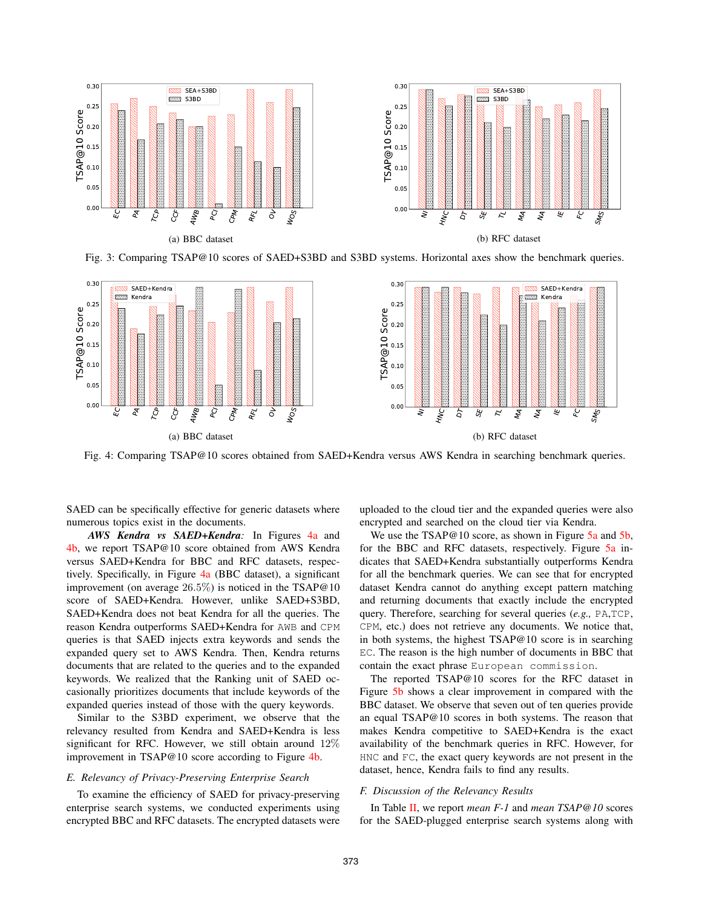(a) BBC dataset

(b) RFC dataset

Fig. 3: Comparing TSAP@10 scores of SAED+S3BD and S3BD systems. Horizontal axes show the benchmark queries.

(a) BBC dataset

(b) RFC dataset

Fig. 4: Comparing TSAP@10 scores obtained from SAED+Kendra versus AWS Kendra in searching benchmark queries.

SAED can be specifically effective for generic datasets where numerous topics exist in the documents.

***AWS Kendra vs SAED+Kendra:*** In Figures 4a and 4b, we report TSAP@10 score obtained from AWS Kendra versus SAED+Kendra for BBC and RFC datasets, respectively. Specifically, in Figure 4a (BBC dataset), a significant improvement (on average 26.5%) is noticed in the TSAP@10 score of SAED+Kendra. However, unlike SAED+S3BD, SAED+Kendra does not beat Kendra for all the queries. The reason Kendra outperforms SAED+Kendra for `AWB` and `CPM` queries is that SAED injects extra keywords and sends the expanded query set to AWS Kendra. Then, Kendra returns documents that are related to the queries and to the expanded keywords. We realized that the Ranking unit of SAED occasionally prioritizes documents that include keywords of the expanded queries instead of those with the query keywords.

Similar to the S3BD experiment, we observe that the relevancy resulted from Kendra and SAED+Kendra is less significant for RFC. However, we still obtain around 12% improvement in TSAP@10 score according to Figure 4b.

### E. Relevancy of Privacy-Preserving Enterprise Search

To examine the efficiency of SAED for privacy-preserving enterprise search systems, we conducted experiments using encrypted BBC and RFC datasets. The encrypted datasets were uploaded to the cloud tier and the expanded queries were also encrypted and searched on the cloud tier via Kendra.

We use the TSAP@10 score, as shown in Figure 5a and 5b, for the BBC and RFC datasets, respectively. Figure 5a indicates that SAED+Kendra substantially outperforms Kendra for all the benchmark queries. We can see that for encrypted dataset Kendra cannot do anything except pattern matching and returning documents that exactly include the encrypted query. Therefore, searching for several queries (*e.g.,* `PA`,`TCP`, `CPM`, etc.) does not retrieve any documents. We notice that, in both systems, the highest TSAP@10 score is in searching `EC`. The reason is the high number of documents in BBC that contain the exact phrase `European commission`.

The reported TSAP@10 scores for the RFC dataset in Figure 5b shows a clear improvement in compared with the BBC dataset. We observe that seven out of ten queries provide an equal TSAP@10 scores in both systems. The reason that makes Kendra competitive to SAED+Kendra is the exact availability of the benchmark queries in RFC. However, for `HNC` and `FC`, the exact query keywords are not present in the dataset, hence, Kendra fails to find any results.

### F. Discussion of the Relevancy Results

In Table II, we report *mean F-1* and *mean TSAP@10* scores for the SAED-plugged enterprise search systems along with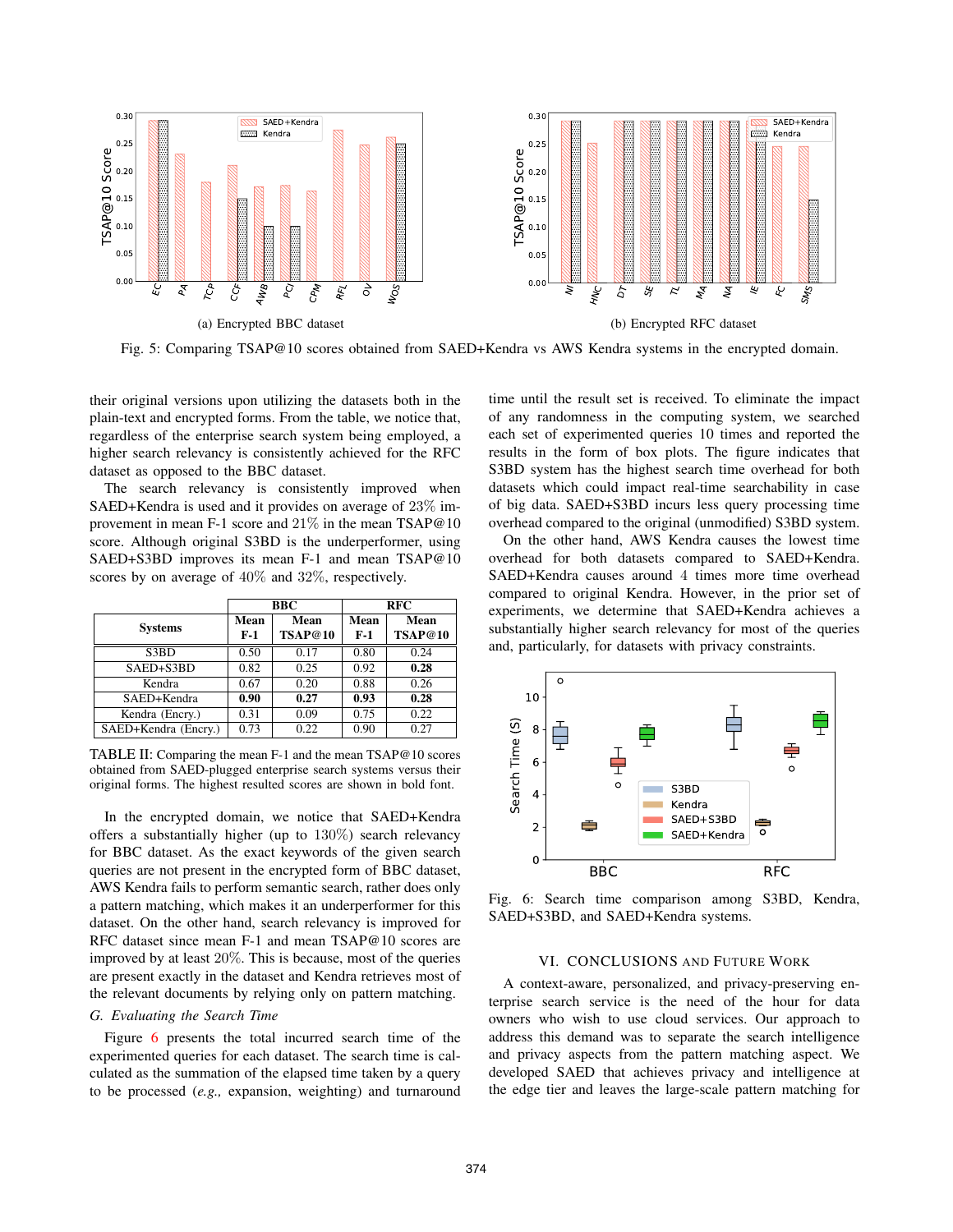Fig. 5: Comparing TSAP@10 scores obtained from SAED+Kendra vs AWS Kendra systems in the encrypted domain.

(a) Encrypted BBC dataset

(b) Encrypted RFC dataset

their original versions upon utilizing the datasets both in the plain-text and encrypted forms. From the table, we notice that, regardless of the enterprise search system being employed, a higher search relevancy is consistently achieved for the RFC dataset as opposed to the BBC dataset.

The search relevancy is consistently improved when SAED+Kendra is used and it provides on average of 23% improvement in mean F-1 score and 21% in the mean TSAP@10 score. Although original S3BD is the underperformer, using SAED+S3BD improves its mean F-1 and mean TSAP@10 scores by on average of 40% and 32%, respectively.

| Systems | BBC | | RFC | |
|---|---|---|---|---|
| | Mean F-1 | Mean TSAP@10 | Mean F-1 | Mean TSAP@10 |
| S3BD | 0.50 | 0.17 | 0.80 | 0.24 |
| SAED+S3BD | 0.82 | 0.25 | 0.92 | **0.28** |
| Kendra | 0.67 | 0.20 | 0.88 | 0.26 |
| SAED+Kendra | **0.90** | **0.27** | **0.93** | **0.28** |
| Kendra (Encry.) | 0.31 | 0.09 | 0.75 | 0.22 |
| SAED+Kendra (Encry.) | 0.73 | 0.22 | 0.90 | 0.27 |

TABLE II: Comparing the mean F-1 and the mean TSAP@10 scores obtained from SAED-plugged enterprise search systems versus their original forms. The highest resulted scores are shown in bold font.

In the encrypted domain, we notice that SAED+Kendra offers a substantially higher (up to 130%) search relevancy for BBC dataset. As the exact keywords of the given search queries are not present in the encrypted form of BBC dataset, AWS Kendra fails to perform semantic search, rather does only a pattern matching, which makes it an underperformer for this dataset. On the other hand, search relevancy is improved for RFC dataset since mean F-1 and mean TSAP@10 scores are improved by at least 20%. This is because, most of the queries are present exactly in the dataset and Kendra retrieves most of the relevant documents by relying only on pattern matching.

### G. Evaluating the Search Time

Figure 6 presents the total incurred search time of the experimented queries for each dataset. The search time is calculated as the summation of the elapsed time taken by a query to be processed (*e.g.,* expansion, weighting) and turnaround time until the result set is received. To eliminate the impact of any randomness in the computing system, we searched each set of experimented queries 10 times and reported the results in the form of box plots. The figure indicates that S3BD system has the highest search time overhead for both datasets which could impact real-time searchability in case of big data. SAED+S3BD incurs less query processing time overhead compared to the original (unmodified) S3BD system.

On the other hand, AWS Kendra causes the lowest time overhead for both datasets compared to SAED+Kendra. SAED+Kendra causes around 4 times more time overhead compared to original Kendra. However, in the prior set of experiments, we determine that SAED+Kendra achieves a substantially higher search relevancy for most of the queries and, particularly, for datasets with privacy constraints.

Fig. 6: Search time comparison among S3BD, Kendra, SAED+S3BD, and SAED+Kendra systems.

## VI. Conclusions and Future Work

A context-aware, personalized, and privacy-preserving enterprise search service is the need of the hour for data owners who wish to use cloud services. Our approach to address this demand was to separate the search intelligence and privacy aspects from the pattern matching aspect. We developed SAED that achieves privacy and intelligence at the edge tier and leaves the large-scale pattern matching for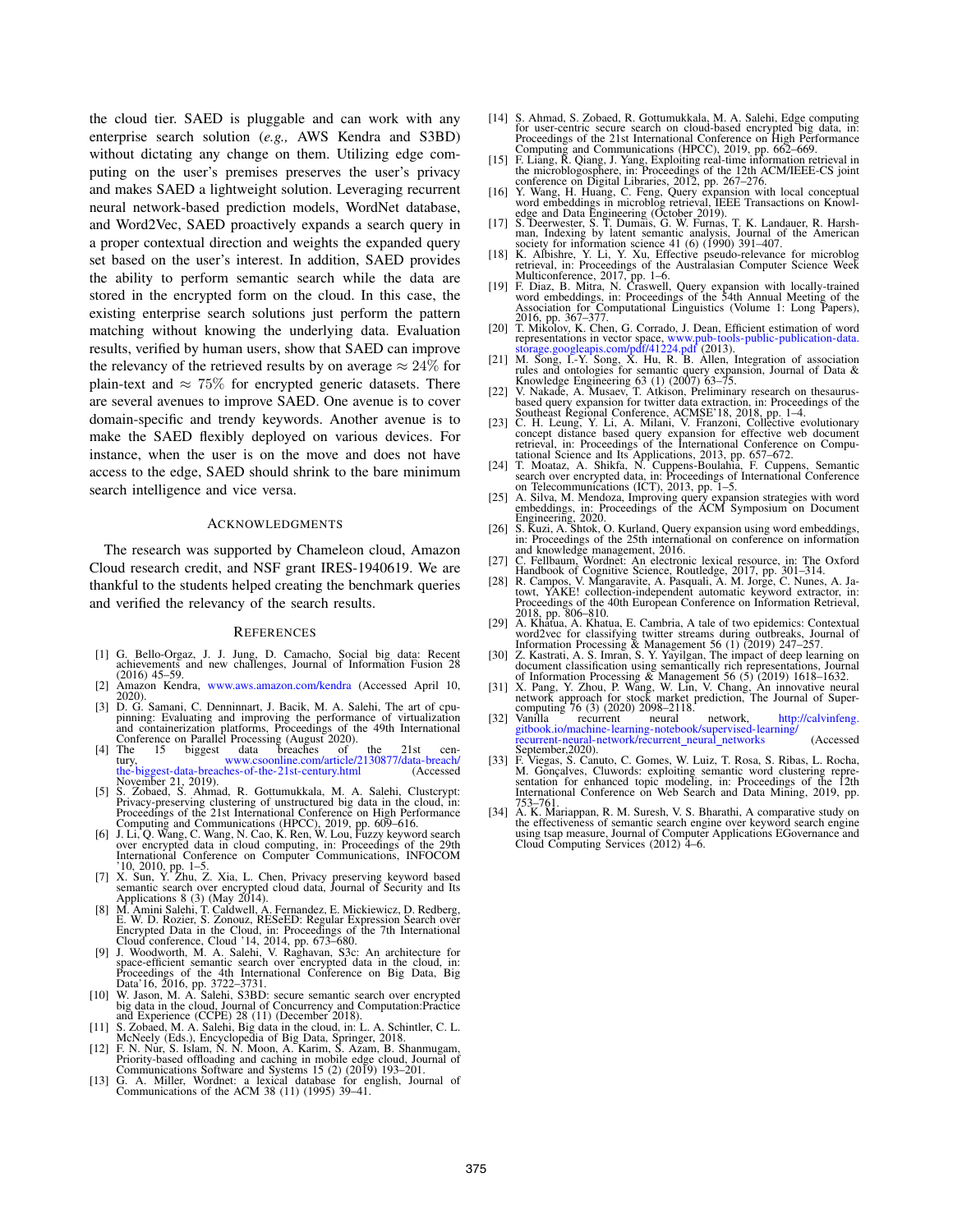the cloud tier. SAED is pluggable and can work with any enterprise search solution (*e.g.,* AWS Kendra and S3BD) without dictating any change on them. Utilizing edge computing on the user's premises preserves the user's privacy and makes SAED a lightweight solution. Leveraging recurrent neural network-based prediction models, WordNet database, and Word2Vec, SAED proactively expands a search query in a proper contextual direction and weights the expanded query set based on the user's interest. In addition, SAED provides the ability to perform semantic search while the data are stored in the encrypted form on the cloud. In this case, the existing enterprise search solutions just perform the pattern matching without knowing the underlying data. Evaluation results, verified by human users, show that SAED can improve the relevancy of the retrieved results by on average $\approx 24\%$ for plain-text and $\approx 75\%$ for encrypted generic datasets. There are several avenues to improve SAED. One avenue is to cover domain-specific and trendy keywords. Another avenue is to make the SAED flexibly deployed on various devices. For instance, when the user is on the move and does not have access to the edge, SAED should shrink to the bare minimum search intelligence and vice versa.

## Acknowledgments

The research was supported by Chameleon cloud, Amazon Cloud research credit, and NSF grant IRES-1940619. We are thankful to the students helped creating the benchmark queries and verified the relevancy of the search results.

## References

[1] G. Bello-Orgaz, J. J. Jung, D. Camacho, Social big data: Recent achievements and new challenges, Journal of Information Fusion 28 (2016) 45–59.

[2] Amazon Kendra, www.aws.amazon.com/kendra (Accessed April 10, 2020).

[3] D. G. Samani, C. Denninnart, J. Bacik, M. A. Salehi, The art of cpu-pinning: Evaluating and improving the performance of virtualization and containerization platforms, Proceedings of the 49th International Conference on Parallel Processing (August 2020).

[4] The 15 biggest data breaches of the 21st century, www.csoonline.com/article/2130877/data-breach/the-biggest-data-breaches-of-the-21st-century.html (Accessed November 21, 2019).

[5] S. Zobaed, S. Ahmad, R. Gottumukkala, M. A. Salehi, Clustcrypt: Privacy-preserving clustering of unstructured big data in the cloud, in: Proceedings of the 21st International Conference on High Performance Computing and Communications (HPCC), 2019, pp. 609–616.

[6] J. Li, Q. Wang, C. Wang, N. Cao, K. Ren, W. Lou, Fuzzy keyword search over encrypted data in cloud computing, in: Proceedings of the 29th International Conference on Computer Communications, INFOCOM '10, 2010, pp. 1–5.

[7] X. Sun, Y. Zhu, Z. Xia, L. Chen, Privacy preserving keyword based semantic search over encrypted cloud data, Journal of Security and Its Applications 8 (3) (May 2014).

[8] M. Amini Salehi, T. Caldwell, A. Fernandez, E. Mickiewicz, D. Redberg, E. W. D. Rozier, S. Zonouz, RESeED: Regular Expression Search over Encrypted Data in the Cloud, in: Proceedings of the 7th International Cloud conference, Cloud '14, 2014, pp. 673–680.

[9] J. Woodworth, M. A. Salehi, V. Raghavan, S3c: An architecture for space-efficient semantic search over encrypted data in the cloud, in: Proceedings of the 4th International Conference on Big Data, Big Data'16, 2016, pp. 3722–3731.

[10] W. Jason, M. A. Salehi, S3BD: secure semantic search over encrypted big data in the cloud, Journal of Concurrency and Computation:Practice and Experience (CCPE) 28 (11) (December 2018).

[11] S. Zobaed, M. A. Salehi, Big data in the cloud, in: L. A. Schintler, C. L. McNeely (Eds.), Encyclopedia of Big Data, Springer, 2018.

[12] F. N. Nur, S. Islam, N. N. Moon, A. Karim, S. Azam, B. Shanmugam, Priority-based offloading and caching in mobile edge cloud, Journal of Communications Software and Systems 15 (2) (2019) 193–201.

[13] G. A. Miller, Wordnet: a lexical database for english, Journal of Communications of the ACM 38 (11) (1995) 39–41.

[14] S. Ahmad, S. Zobaed, R. Gottumukkala, M. A. Salehi, Edge computing for user-centric secure search on cloud-based encrypted big data, in: Proceedings of the 21st International Conference on High Performance Computing and Communications (HPCC), 2019, pp. 662–669.

[15] F. Liang, R. Qiang, J. Yang, Exploiting real-time information retrieval in the microblogosphere, in: Proceedings of the 12th ACM/IEEE-CS joint conference on Digital Libraries, 2012, pp. 267–276.

[16] Y. Wang, H. Huang, C. Feng, Query expansion with local conceptual word embeddings in microblog retrieval, IEEE Transactions on Knowledge and Data Engineering (October 2019).

[17] S. Deerwester, S. T. Dumais, G. W. Furnas, T. K. Landauer, R. Harshman, Indexing by latent semantic analysis, Journal of the American society for information science 41 (6) (1990) 391–407.

[18] K. Albishre, Y. Li, Y. Xu, Effective pseudo-relevance for microblog retrieval, in: Proceedings of the Australasian Computer Science Week Multiconference, 2017, pp. 1–6.

[19] F. Diaz, B. Mitra, N. Craswell, Query expansion with locally-trained word embeddings, in: Proceedings of the 54th Annual Meeting of the Association for Computational Linguistics (Volume 1: Long Papers), 2016, pp. 367–377.

[20] T. Mikolov, K. Chen, G. Corrado, J. Dean, Efficient estimation of word representations in vector space, www.pub-tools-public-publication-data.storage.googleapis.com/pdf/41224.pdf (2013).

[21] M. Song, I.-Y. Song, X. Hu, R. B. Allen, Integration of association rules and ontologies for semantic query expansion, Journal of Data & Knowledge Engineering 63 (1) (2007) 63–75.

[22] V. Nakade, A. Musaev, T. Atkison, Preliminary research on thesaurus-based query expansion for twitter data extraction, in: Proceedings of the Southeast Regional Conference, ACMSE'18, 2018, pp. 1–4.

[23] C. H. Leung, Y. Li, A. Milani, V. Franzoni, Collective evolutionary concept distance based query expansion for effective web document retrieval, in: Proceedings of the International Conference on Computational Science and Its Applications, 2013, pp. 657–672.

[24] T. Moataz, A. Shikfa, N. Cuppens-Boulahia, F. Cuppens, Semantic search over encrypted data, in: Proceedings of International Conference on Telecommunications (ICT), 2013, pp. 1–5.

[25] A. Silva, M. Mendoza, Improving query expansion strategies with word embeddings, in: Proceedings of the ACM Symposium on Document Engineering, 2020.

[26] S. Kuzi, A. Shtok, O. Kurland, Query expansion using word embeddings, in: Proceedings of the 25th international on conference on information and knowledge management, 2016.

[27] C. Fellbaum, Wordnet: An electronic lexical resource, in: The Oxford Handbook of Cognitive Science, Routledge, 2017, pp. 301–314.

[28] R. Campos, V. Mangaravite, A. Pasquali, A. M. Jorge, C. Nunes, A. Jatowt, YAKE! collection-independent automatic keyword extractor, in: Proceedings of the 40th European Conference on Information Retrieval, 2018, pp. 806–810.

[29] A. Khatua, A. Khatua, E. Cambria, A tale of two epidemics: Contextual word2vec for classifying twitter streams during outbreaks, Journal of Information Processing & Management 56 (1) (2019) 247–257.

[30] Z. Kastrati, A. S. Imran, S. Y. Yayilgan, The impact of deep learning on document classification using semantically rich representations, Journal of Information Processing & Management 56 (5) (2019) 1618–1632.

[31] X. Pang, Y. Zhou, P. Wang, W. Lin, V. Chang, An innovative neural network approach for stock market prediction, The Journal of Supercomputing 76 (3) (2020) 2098–2118.

[32] Vanilla recurrent neural network, http://calvinfeng.gitbook.io/machine-learning-notebook/supervised-learning/recurrent-neural-network/recurrent_neural_networks (Accessed September,2020).

[33] F. Viegas, S. Canuto, C. Gomes, W. Luiz, T. Rosa, S. Ribas, L. Rocha, M. Gonçalves, Cluwords: exploiting semantic word clustering representation for enhanced topic modeling, in: Proceedings of the 12th International Conference on Web Search and Data Mining, 2019, pp. 753–761.

[34] A. K. Mariappan, R. M. Suresh, V. S. Bharathi, A comparative study on the effectiveness of semantic search engine over keyword search engine using tsap measure, Journal of Computer Applications EGovernance and Cloud Computing Services (2012) 4–6.